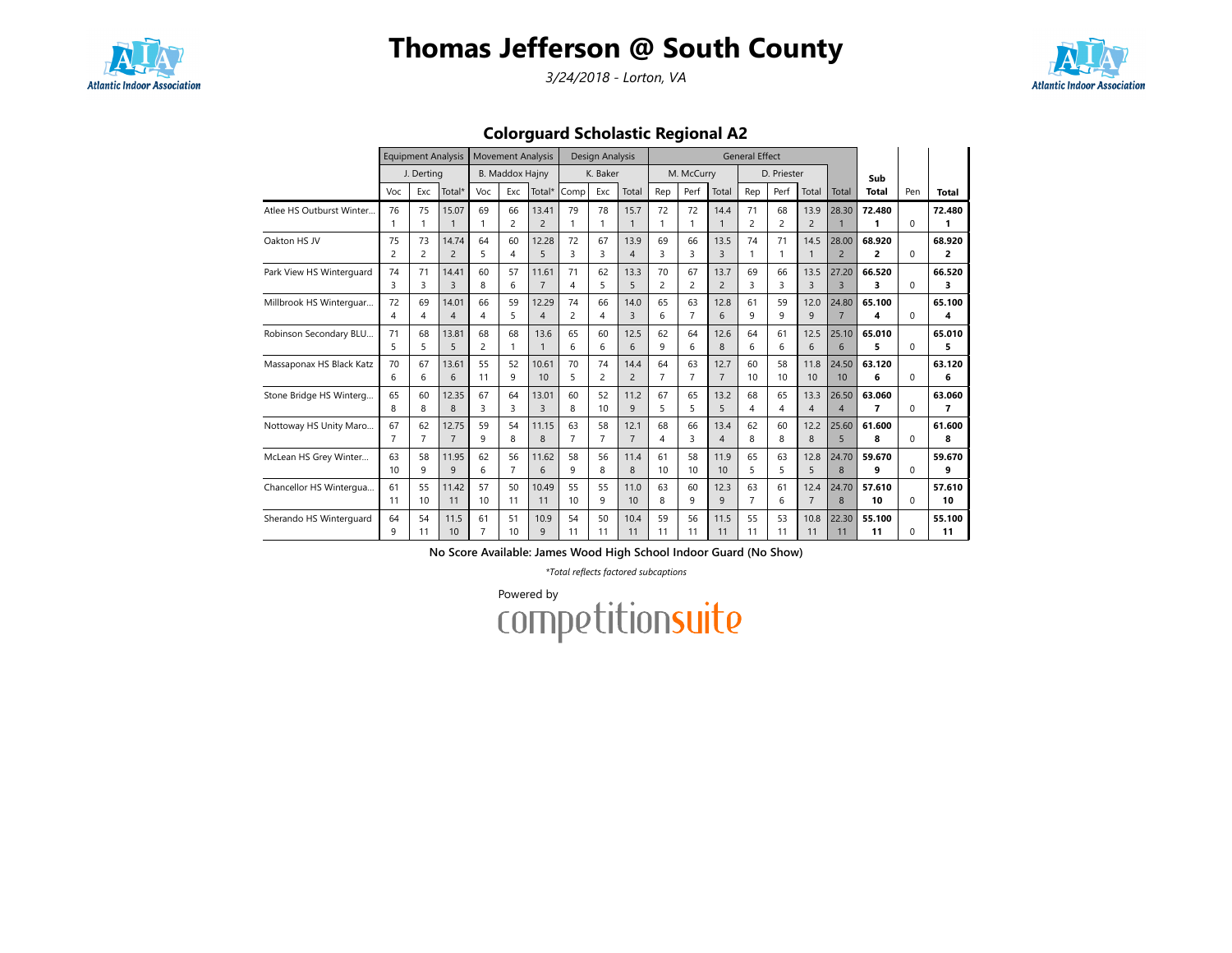# Thomas Jefferson @ South County

*3/24/2018 - Lorton, VA*

## Colorguard Scholastic Regional A2

| | Equipment Analysis | | | Movement Analysis | | | Design Analysis | | | General Effect | | | | | | | | | |
|---|---|---|---|---|---|---|---|---|---|---|---|---|---|---|---|---|---|---|---|
| | J. Derting | | | B. Maddox Hajny | | | K. Baker | | | M. McCurry | | | D. Priester | | | | Sub | | |
| | Voc | Exc | Total* | Voc | Exc | Total* | Comp | Exc | Total | Rep | Perf | Total | Rep | Perf | Total | Total | Total | Pen | Total |
| Atlee HS Outburst Winter... | 76 1 | 75 1 | 15.07 1 | 69 1 | 66 2 | 13.41 2 | 79 1 | 78 1 | 15.7 1 | 72 1 | 72 1 | 14.4 1 | 71 2 | 68 2 | 13.9 2 | 28.30 1 | **72.480 1** | 0 | **72.480 1** |
| Oakton HS JV | 75 2 | 73 2 | 14.74 2 | 64 5 | 60 4 | 12.28 5 | 72 3 | 67 3 | 13.9 4 | 69 3 | 66 3 | 13.5 3 | 74 1 | 71 1 | 14.5 1 | 28.00 2 | **68.920 2** | 0 | **68.920 2** |
| Park View HS Winterguard | 74 3 | 71 3 | 14.41 3 | 60 8 | 57 6 | 11.61 7 | 71 4 | 62 5 | 13.3 5 | 70 2 | 67 2 | 13.7 2 | 69 3 | 66 3 | 13.5 3 | 27.20 3 | **66.520 3** | 0 | **66.520 3** |
| Millbrook HS Winterguar... | 72 4 | 69 4 | 14.01 4 | 66 4 | 59 5 | 12.29 4 | 74 2 | 66 4 | 14.0 3 | 65 6 | 63 7 | 12.8 6 | 61 9 | 59 9 | 12.0 9 | 24.80 7 | **65.100 4** | 0 | **65.100 4** |
| Robinson Secondary BLU... | 71 5 | 68 5 | 13.81 5 | 68 2 | 68 1 | 13.6 1 | 65 6 | 60 6 | 12.5 6 | 62 9 | 64 6 | 12.6 8 | 64 6 | 61 6 | 12.5 6 | 25.10 6 | **65.010 5** | 0 | **65.010 5** |
| Massaponax HS Black Katz | 70 6 | 67 6 | 13.61 6 | 55 11 | 52 9 | 10.61 10 | 70 5 | 74 2 | 14.4 2 | 64 7 | 63 7 | 12.7 7 | 60 10 | 58 10 | 11.8 10 | 24.50 10 | **63.120 6** | 0 | **63.120 6** |
| Stone Bridge HS Winterg... | 65 8 | 60 8 | 12.35 8 | 67 3 | 64 3 | 13.01 3 | 60 8 | 52 10 | 11.2 9 | 67 5 | 65 5 | 13.2 5 | 68 4 | 65 4 | 13.3 4 | 26.50 4 | **63.060 7** | 0 | **63.060 7** |
| Nottoway HS Unity Maro... | 67 7 | 62 7 | 12.75 7 | 59 9 | 54 8 | 11.15 8 | 63 7 | 58 7 | 12.1 7 | 68 4 | 66 3 | 13.4 4 | 62 8 | 60 8 | 12.2 8 | 25.60 5 | **61.600 8** | 0 | **61.600 8** |
| McLean HS Grey Winter... | 63 10 | 58 9 | 11.95 9 | 62 6 | 56 7 | 11.62 6 | 58 9 | 56 8 | 11.4 8 | 61 10 | 58 10 | 11.9 10 | 65 5 | 63 5 | 12.8 5 | 24.70 8 | **59.670 9** | 0 | **59.670 9** |
| Chancellor HS Wintergua... | 61 11 | 55 10 | 11.42 11 | 57 10 | 50 11 | 10.49 11 | 55 10 | 55 9 | 11.0 10 | 63 8 | 60 9 | 12.3 9 | 63 7 | 61 6 | 12.4 7 | 24.70 8 | **57.610 10** | 0 | **57.610 10** |
| Sherando HS Winterguard | 64 9 | 54 11 | 11.5 10 | 61 7 | 51 10 | 10.9 9 | 54 11 | 50 11 | 10.4 11 | 59 11 | 56 11 | 11.5 11 | 55 11 | 53 11 | 10.8 11 | 22.30 11 | **55.100 11** | 0 | **55.100 11** |

**No Score Available: James Wood High School Indoor Guard (No Show)**

*\*Total reflects factored subcaptions*

Powered by competitionsuite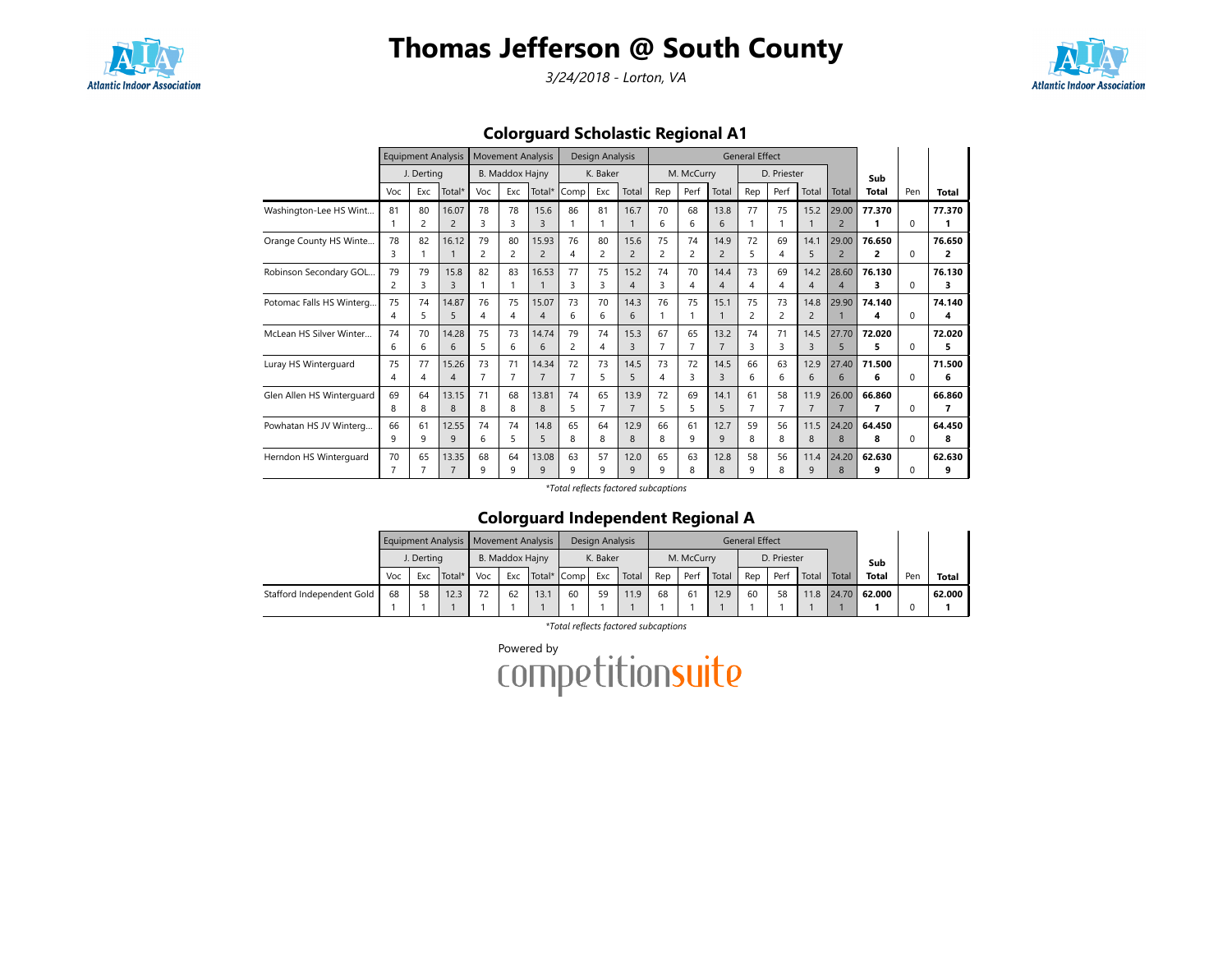# Thomas Jefferson @ South County

*3/24/2018 - Lorton, VA*

## Colorguard Scholastic Regional A1

| | Equipment Analysis | | | Movement Analysis | | | Design Analysis | | | General Effect | | | | | | | Sub Total | Pen | Total |
|---|---|---|---|---|---|---|---|---|---|---|---|---|---|---|---|---|---|---|---|
| | J. Derting | | | B. Maddox Hajny | | | K. Baker | | | M. McCurry | | | D. Priester | | | | | | |
| | Voc | Exc | Total* | Voc | Exc | Total* | Comp | Exc | Total | Rep | Perf | Total | Rep | Perf | Total | Total | | | |
| Washington-Lee HS Wint... | 81<br>1 | 80<br>2 | 16.07<br>2 | 78<br>3 | 78<br>3 | 15.6<br>3 | 86<br>1 | 81<br>1 | 16.7<br>1 | 70<br>6 | 68<br>6 | 13.8<br>6 | 77<br>1 | 75<br>1 | 15.2<br>1 | 29.00<br>2 | **77.370**<br>**1** | 0 | **77.370**<br>**1** |
| Orange County HS Winte... | 78<br>3 | 82<br>1 | 16.12<br>1 | 79<br>2 | 80<br>2 | 15.93<br>2 | 76<br>4 | 80<br>2 | 15.6<br>2 | 75<br>2 | 74<br>2 | 14.9<br>2 | 72<br>5 | 69<br>4 | 14.1<br>5 | 29.00<br>2 | **76.650**<br>**2** | 0 | **76.650**<br>**2** |
| Robinson Secondary GOL... | 79<br>2 | 79<br>3 | 15.8<br>3 | 82<br>1 | 83<br>1 | 16.53<br>1 | 77<br>3 | 75<br>3 | 15.2<br>4 | 74<br>3 | 70<br>4 | 14.4<br>4 | 73<br>4 | 69<br>4 | 14.2<br>4 | 28.60<br>4 | **76.130**<br>**3** | 0 | **76.130**<br>**3** |
| Potomac Falls HS Winterg... | 75<br>4 | 74<br>5 | 14.87<br>5 | 76<br>4 | 75<br>4 | 15.07<br>4 | 73<br>6 | 70<br>6 | 14.3<br>6 | 76<br>1 | 75<br>1 | 15.1<br>1 | 75<br>2 | 73<br>2 | 14.8<br>2 | 29.90<br>1 | **74.140**<br>**4** | 0 | **74.140**<br>**4** |
| McLean HS Silver Winter... | 74<br>6 | 70<br>6 | 14.28<br>6 | 75<br>5 | 73<br>6 | 14.74<br>6 | 79<br>2 | 74<br>4 | 15.3<br>3 | 67<br>7 | 65<br>7 | 13.2<br>7 | 74<br>3 | 71<br>3 | 14.5<br>3 | 27.70<br>5 | **72.020**<br>**5** | 0 | **72.020**<br>**5** |
| Luray HS Winterguard | 75<br>4 | 77<br>4 | 15.26<br>4 | 73<br>7 | 71<br>7 | 14.34<br>7 | 72<br>7 | 73<br>5 | 14.5<br>5 | 73<br>4 | 72<br>3 | 14.5<br>3 | 66<br>6 | 63<br>6 | 12.9<br>6 | 27.40<br>6 | **71.500**<br>**6** | 0 | **71.500**<br>**6** |
| Glen Allen HS Winterguard | 69<br>8 | 64<br>8 | 13.15<br>8 | 71<br>8 | 68<br>8 | 13.81<br>8 | 74<br>5 | 65<br>7 | 13.9<br>7 | 72<br>5 | 69<br>5 | 14.1<br>5 | 61<br>7 | 58<br>7 | 11.9<br>7 | 26.00<br>7 | **66.860**<br>**7** | 0 | **66.860**<br>**7** |
| Powhatan HS JV Winterg... | 66<br>9 | 61<br>9 | 12.55<br>9 | 74<br>6 | 74<br>5 | 14.8<br>5 | 65<br>8 | 64<br>8 | 12.9<br>8 | 66<br>8 | 61<br>9 | 12.7<br>9 | 59<br>8 | 56<br>8 | 11.5<br>8 | 24.20<br>8 | **64.450**<br>**8** | 0 | **64.450**<br>**8** |
| Herndon HS Winterguard | 70<br>7 | 65<br>7 | 13.35<br>7 | 68<br>9 | 64<br>9 | 13.08<br>9 | 63<br>9 | 57<br>9 | 12.0<br>9 | 65<br>9 | 63<br>8 | 12.8<br>8 | 58<br>9 | 56<br>8 | 11.4<br>9 | 24.20<br>8 | **62.630**<br>**9** | 0 | **62.630**<br>**9** |

*Total reflects factored subcaptions*

## Colorguard Independent Regional A

| | Equipment Analysis | | | Movement Analysis | | | Design Analysis | | | General Effect | | | | | | | Sub Total | Pen | Total |
|---|---|---|---|---|---|---|---|---|---|---|---|---|---|---|---|---|---|---|---|
| | J. Derting | | | B. Maddox Hajny | | | K. Baker | | | M. McCurry | | | D. Priester | | | | | | |
| | Voc | Exc | Total* | Voc | Exc | Total* | Comp | Exc | Total | Rep | Perf | Total | Rep | Perf | Total | Total | | | |
| Stafford Independent Gold | 68<br>1 | 58<br>1 | 12.3<br>1 | 72<br>1 | 62<br>1 | 13.1<br>1 | 60<br>1 | 59<br>1 | 11.9<br>1 | 68<br>1 | 61<br>1 | 12.9<br>1 | 60<br>1 | 58<br>1 | 11.8<br>1 | 24.70<br>1 | **62.000**<br>**1** | 0 | **62.000**<br>**1** |

*Total reflects factored subcaptions*

Powered by competitionsuite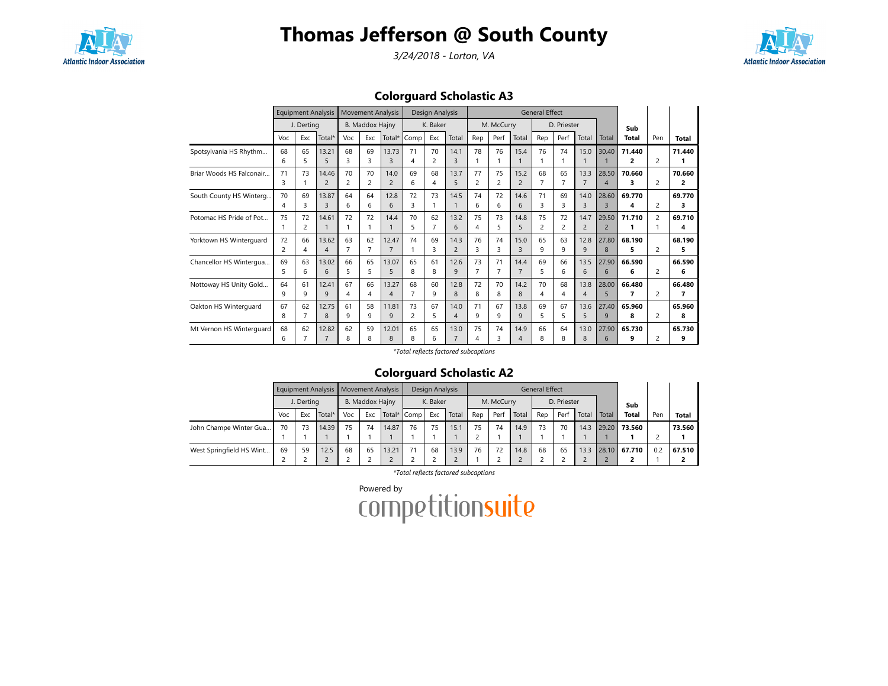# Thomas Jefferson @ South County

*3/24/2018 - Lorton, VA*

## Colorguard Scholastic A3

| | Equipment Analysis | | | Movement Analysis | | | Design Analysis | | | General Effect | | | | | | | Sub Total | Pen | Total |
|---|---|---|---|---|---|---|---|---|---|---|---|---|---|---|---|---|---|---|---|
| | J. Derting | | | B. Maddox Hajny | | | K. Baker | | | M. McCurry | | | D. Priester | | | | | | |
| | Voc | Exc | Total* | Voc | Exc | Total* | Comp | Exc | Total | Rep | Perf | Total | Rep | Perf | Total | Total | | | |
| Spotsylvania HS Rhythm... | 68 6 | 65 5 | 13.21 5 | 68 3 | 69 3 | 13.73 3 | 71 4 | 70 2 | 14.1 3 | 78 1 | 76 1 | 15.4 1 | 76 1 | 74 1 | 15.0 1 | 30.40 1 | **71.440 2** | 2 | **71.440 1** |
| Briar Woods HS Falconair... | 71 3 | 73 1 | 14.46 2 | 70 2 | 70 2 | 14.0 2 | 69 6 | 68 4 | 13.7 5 | 77 2 | 75 2 | 15.2 2 | 68 7 | 65 7 | 13.3 7 | 28.50 4 | **70.660 3** | 2 | **70.660 2** |
| South County HS Winterg... | 70 4 | 69 3 | 13.87 3 | 64 6 | 64 6 | 12.8 6 | 72 3 | 73 1 | 14.5 1 | 74 6 | 72 6 | 14.6 6 | 71 3 | 69 3 | 14.0 3 | 28.60 3 | **69.770 4** | 2 | **69.770 3** |
| Potomac HS Pride of Pot... | 75 1 | 72 2 | 14.61 1 | 72 1 | 72 1 | 14.4 1 | 70 5 | 62 7 | 13.2 6 | 75 4 | 73 5 | 14.8 5 | 75 2 | 72 2 | 14.7 2 | 29.50 2 | **71.710 1** | 2 1 | **69.710 4** |
| Yorktown HS Winterguard | 72 2 | 66 4 | 13.62 4 | 63 7 | 62 7 | 12.47 7 | 74 1 | 69 3 | 14.3 2 | 76 3 | 74 3 | 15.0 3 | 65 9 | 63 9 | 12.8 9 | 27.80 8 | **68.190 5** | 2 | **68.190 5** |
| Chancellor HS Wintergua... | 69 5 | 63 6 | 13.02 6 | 66 5 | 65 5 | 13.07 5 | 65 8 | 61 8 | 12.6 9 | 73 7 | 71 7 | 14.4 7 | 69 5 | 66 6 | 13.5 6 | 27.90 6 | **66.590 6** | 2 | **66.590 6** |
| Nottoway HS Unity Gold... | 64 9 | 61 9 | 12.41 9 | 67 4 | 66 4 | 13.27 4 | 68 7 | 60 9 | 12.8 8 | 72 8 | 70 8 | 14.2 8 | 70 4 | 68 4 | 13.8 4 | 28.00 5 | **66.480 7** | 2 | **66.480 7** |
| Oakton HS Winterguard | 67 8 | 62 7 | 12.75 8 | 61 9 | 58 9 | 11.81 9 | 73 2 | 67 5 | 14.0 4 | 71 9 | 67 9 | 13.8 9 | 69 5 | 67 5 | 13.6 5 | 27.40 9 | **65.960 8** | 2 | **65.960 8** |
| Mt Vernon HS Winterguard | 68 6 | 62 7 | 12.82 7 | 62 8 | 59 8 | 12.01 8 | 65 8 | 65 6 | 13.0 7 | 75 4 | 74 3 | 14.9 4 | 66 8 | 64 8 | 13.0 8 | 27.90 6 | **65.730 9** | 2 | **65.730 9** |

*\*Total reflects factored subcaptions*

## Colorguard Scholastic A2

| | Equipment Analysis | | | Movement Analysis | | | Design Analysis | | | General Effect | | | | | | | Sub Total | Pen | Total |
|---|---|---|---|---|---|---|---|---|---|---|---|---|---|---|---|---|---|---|---|
| | J. Derting | | | B. Maddox Hajny | | | K. Baker | | | M. McCurry | | | D. Priester | | | | | | |
| | Voc | Exc | Total* | Voc | Exc | Total* | Comp | Exc | Total | Rep | Perf | Total | Rep | Perf | Total | Total | | | |
| John Champe Winter Gua... | 70 1 | 73 1 | 14.39 1 | 75 1 | 74 1 | 14.87 1 | 76 1 | 75 1 | 15.1 1 | 75 2 | 74 1 | 14.9 1 | 73 1 | 70 1 | 14.3 1 | 29.20 1 | **73.560 1** | 2 | **73.560 1** |
| West Springfield HS Wint... | 69 2 | 59 2 | 12.5 2 | 68 2 | 65 2 | 13.21 2 | 71 2 | 68 2 | 13.9 2 | 76 1 | 72 2 | 14.8 2 | 68 2 | 65 2 | 13.3 2 | 28.10 2 | **67.710 2** | 0.2 1 | **67.510 2** |

*\*Total reflects factored subcaptions*

Powered by competitionsuite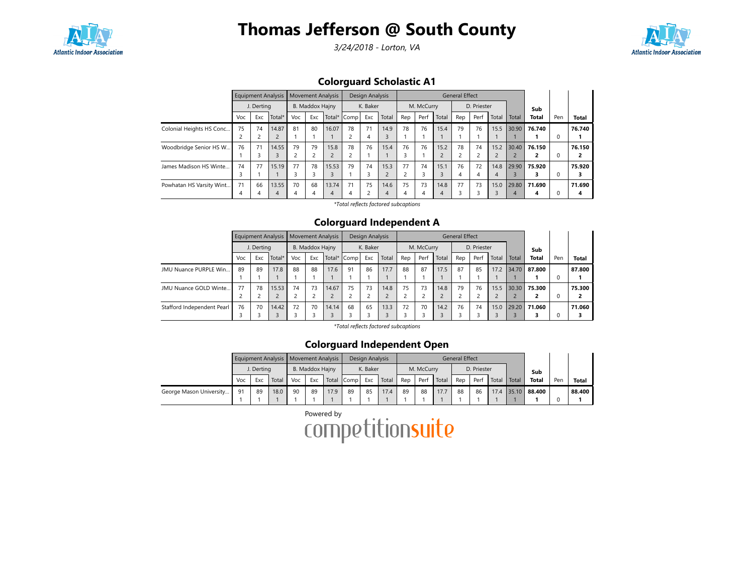# Thomas Jefferson @ South County

*3/24/2018 - Lorton, VA*

## Colorguard Scholastic A1

| | Equipment Analysis | | | Movement Analysis | | | Design Analysis | | | General Effect | | | | | | | | | |
|---|---|---|---|---|---|---|---|---|---|---|---|---|---|---|---|---|---|---|---|
| | J. Derting | | | B. Maddox Hajny | | | K. Baker | | | M. McCurry | | | D. Priester | | | | Sub | | |
| | Voc | Exc | Total* | Voc | Exc | Total* | Comp | Exc | Total | Rep | Perf | Total | Rep | Perf | Total | Total | Total | Pen | Total |
| Colonial Heights HS Conc... | 75<br>2 | 74<br>2 | 14.87<br>2 | 81<br>1 | 80<br>1 | 16.07<br>1 | 78<br>2 | 71<br>4 | 14.9<br>3 | 78<br>1 | 76<br>1 | 15.4<br>1 | 79<br>1 | 76<br>1 | 15.5<br>1 | 30.90<br>1 | 76.740<br>1 | 0 | 76.740<br>1 |
| Woodbridge Senior HS W... | 76<br>1 | 71<br>3 | 14.55<br>3 | 79<br>2 | 79<br>2 | 15.8<br>2 | 78<br>2 | 76<br>1 | 15.4<br>1 | 76<br>3 | 76<br>1 | 15.2<br>2 | 78<br>2 | 74<br>2 | 15.2<br>2 | 30.40<br>2 | 76.150<br>2 | 0 | 76.150<br>2 |
| James Madison HS Winte... | 74<br>3 | 77<br>1 | 15.19<br>1 | 77<br>3 | 78<br>3 | 15.53<br>3 | 79<br>1 | 74<br>3 | 15.3<br>2 | 77<br>2 | 74<br>3 | 15.1<br>3 | 76<br>4 | 72<br>4 | 14.8<br>4 | 29.90<br>3 | 75.920<br>3 | 0 | 75.920<br>3 |
| Powhatan HS Varsity Wint... | 71<br>4 | 66<br>4 | 13.55<br>4 | 70<br>4 | 68<br>4 | 13.74<br>4 | 71<br>4 | 75<br>2 | 14.6<br>4 | 75<br>4 | 73<br>4 | 14.8<br>4 | 77<br>3 | 73<br>3 | 15.0<br>3 | 29.80<br>4 | 71.690<br>4 | 0 | 71.690<br>4 |

*Total reflects factored subcaptions

## Colorguard Independent A

| | Equipment Analysis | | | Movement Analysis | | | Design Analysis | | | General Effect | | | | | | | | | |
|---|---|---|---|---|---|---|---|---|---|---|---|---|---|---|---|---|---|---|---|
| | J. Derting | | | B. Maddox Hajny | | | K. Baker | | | M. McCurry | | | D. Priester | | | | Sub | | |
| | Voc | Exc | Total* | Voc | Exc | Total* | Comp | Exc | Total | Rep | Perf | Total | Rep | Perf | Total | Total | Total | Pen | Total |
| JMU Nuance PURPLE Win... | 89<br>1 | 89<br>1 | 17.8<br>1 | 88<br>1 | 88<br>1 | 17.6<br>1 | 91<br>1 | 86<br>1 | 17.7<br>1 | 88<br>1 | 87<br>1 | 17.5<br>1 | 87<br>1 | 85<br>1 | 17.2<br>1 | 34.70<br>1 | 87.800<br>1 | 0 | 87.800<br>1 |
| JMU Nuance GOLD Winte... | 77<br>2 | 78<br>2 | 15.53<br>2 | 74<br>2 | 73<br>2 | 14.67<br>2 | 75<br>2 | 73<br>2 | 14.8<br>2 | 75<br>2 | 73<br>2 | 14.8<br>2 | 79<br>2 | 76<br>2 | 15.5<br>2 | 30.30<br>2 | 75.300<br>2 | 0 | 75.300<br>2 |
| Stafford Independent Pearl | 76<br>3 | 70<br>3 | 14.42<br>3 | 72<br>3 | 70<br>3 | 14.14<br>3 | 68<br>3 | 65<br>3 | 13.3<br>3 | 72<br>3 | 70<br>3 | 14.2<br>3 | 76<br>3 | 74<br>3 | 15.0<br>3 | 29.20<br>3 | 71.060<br>3 | 0 | 71.060<br>3 |

*Total reflects factored subcaptions

## Colorguard Independent Open

| | Equipment Analysis | | | Movement Analysis | | | Design Analysis | | | General Effect | | | | | | | | | |
|---|---|---|---|---|---|---|---|---|---|---|---|---|---|---|---|---|---|---|---|
| | J. Derting | | | B. Maddox Hajny | | | K. Baker | | | M. McCurry | | | D. Priester | | | | Sub | | |
| | Voc | Exc | Total | Voc | Exc | Total | Comp | Exc | Total | Rep | Perf | Total | Rep | Perf | Total | Total | Total | Pen | Total |
| George Mason University... | 91<br>1 | 89<br>1 | 18.0<br>1 | 90<br>1 | 89<br>1 | 17.9<br>1 | 89<br>1 | 85<br>1 | 17.4<br>1 | 89<br>1 | 88<br>1 | 17.7<br>1 | 88<br>1 | 86<br>1 | 17.4<br>1 | 35.10<br>1 | 88.400<br>1 | 0 | 88.400<br>1 |

Powered by competitionsuite